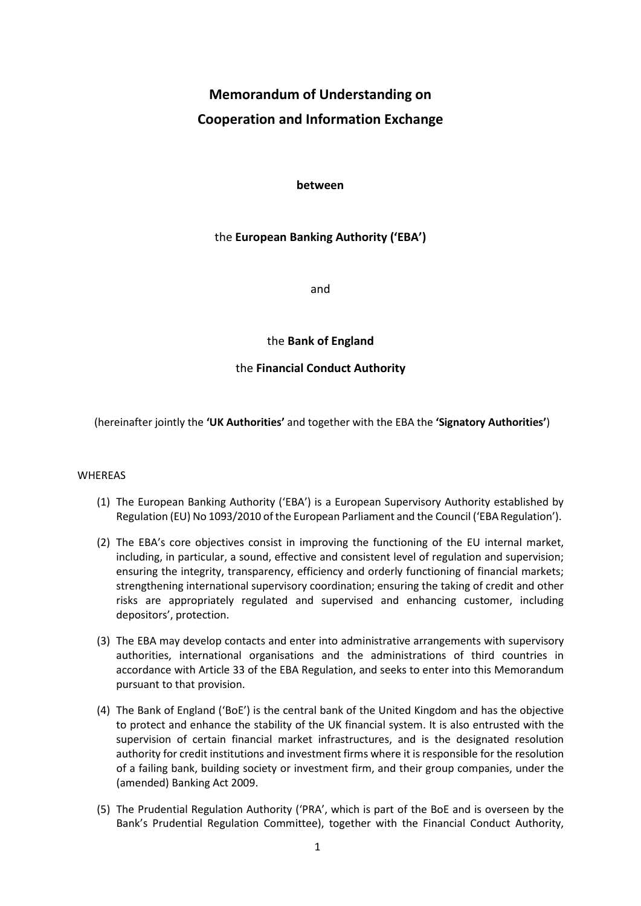# Memorandum of Understanding on Cooperation and Information Exchange

**between**

the **European Banking Authority ('EBA')**

and

the **Bank of England**

the **Financial Conduct Authority**

(hereinafter jointly the **'UK Authorities'** and together with the EBA the **'Signatory Authorities'**)

WHEREAS

(1) The European Banking Authority ('EBA') is a European Supervisory Authority established by Regulation (EU) No 1093/2010 of the European Parliament and the Council ('EBA Regulation').

(2) The EBA's core objectives consist in improving the functioning of the EU internal market, including, in particular, a sound, effective and consistent level of regulation and supervision; ensuring the integrity, transparency, efficiency and orderly functioning of financial markets; strengthening international supervisory coordination; ensuring the taking of credit and other risks are appropriately regulated and supervised and enhancing customer, including depositors', protection.

(3) The EBA may develop contacts and enter into administrative arrangements with supervisory authorities, international organisations and the administrations of third countries in accordance with Article 33 of the EBA Regulation, and seeks to enter into this Memorandum pursuant to that provision.

(4) The Bank of England ('BoE') is the central bank of the United Kingdom and has the objective to protect and enhance the stability of the UK financial system. It is also entrusted with the supervision of certain financial market infrastructures, and is the designated resolution authority for credit institutions and investment firms where it is responsible for the resolution of a failing bank, building society or investment firm, and their group companies, under the (amended) Banking Act 2009.

(5) The Prudential Regulation Authority ('PRA', which is part of the BoE and is overseen by the Bank's Prudential Regulation Committee), together with the Financial Conduct Authority,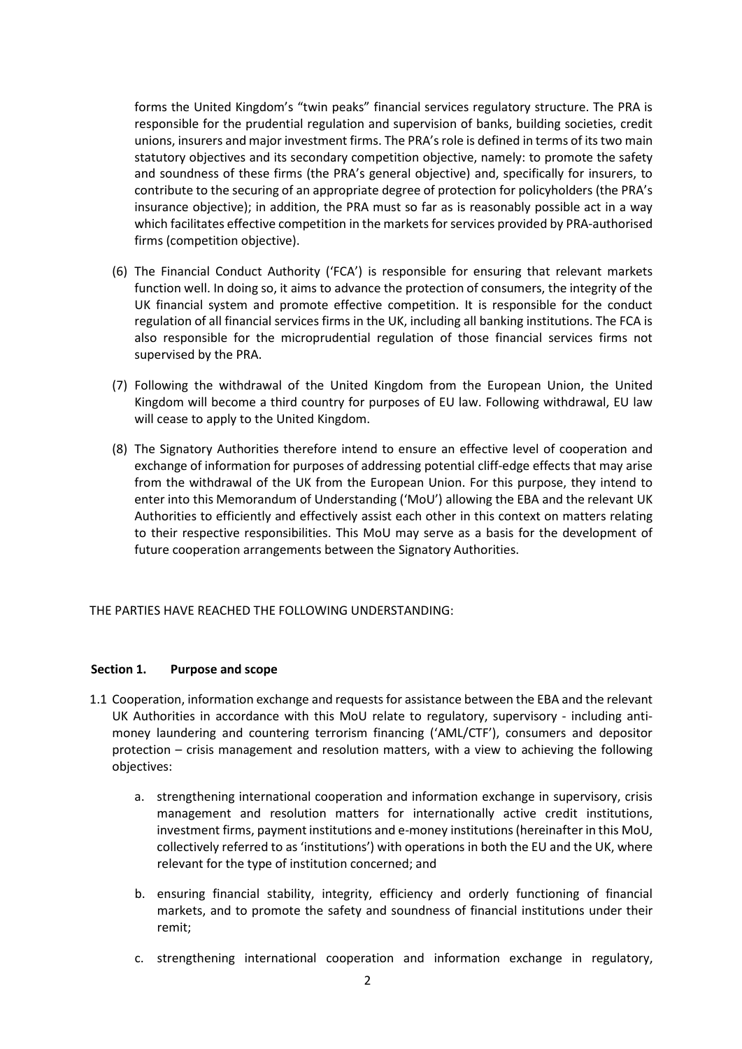forms the United Kingdom's "twin peaks" financial services regulatory structure. The PRA is responsible for the prudential regulation and supervision of banks, building societies, credit unions, insurers and major investment firms. The PRA's role is defined in terms of its two main statutory objectives and its secondary competition objective, namely: to promote the safety and soundness of these firms (the PRA's general objective) and, specifically for insurers, to contribute to the securing of an appropriate degree of protection for policyholders (the PRA's insurance objective); in addition, the PRA must so far as is reasonably possible act in a way which facilitates effective competition in the markets for services provided by PRA-authorised firms (competition objective).

(6) The Financial Conduct Authority ('FCA') is responsible for ensuring that relevant markets function well. In doing so, it aims to advance the protection of consumers, the integrity of the UK financial system and promote effective competition. It is responsible for the conduct regulation of all financial services firms in the UK, including all banking institutions. The FCA is also responsible for the microprudential regulation of those financial services firms not supervised by the PRA.

(7) Following the withdrawal of the United Kingdom from the European Union, the United Kingdom will become a third country for purposes of EU law. Following withdrawal, EU law will cease to apply to the United Kingdom.

(8) The Signatory Authorities therefore intend to ensure an effective level of cooperation and exchange of information for purposes of addressing potential cliff-edge effects that may arise from the withdrawal of the UK from the European Union. For this purpose, they intend to enter into this Memorandum of Understanding ('MoU') allowing the EBA and the relevant UK Authorities to efficiently and effectively assist each other in this context on matters relating to their respective responsibilities. This MoU may serve as a basis for the development of future cooperation arrangements between the Signatory Authorities.

THE PARTIES HAVE REACHED THE FOLLOWING UNDERSTANDING:

## Section 1. Purpose and scope

1.1 Cooperation, information exchange and requests for assistance between the EBA and the relevant UK Authorities in accordance with this MoU relate to regulatory, supervisory - including anti-money laundering and countering terrorism financing ('AML/CTF'), consumers and depositor protection – crisis management and resolution matters, with a view to achieving the following objectives:

   a. strengthening international cooperation and information exchange in supervisory, crisis management and resolution matters for internationally active credit institutions, investment firms, payment institutions and e-money institutions (hereinafter in this MoU, collectively referred to as 'institutions') with operations in both the EU and the UK, where relevant for the type of institution concerned; and

   b. ensuring financial stability, integrity, efficiency and orderly functioning of financial markets, and to promote the safety and soundness of financial institutions under their remit;

   c. strengthening international cooperation and information exchange in regulatory,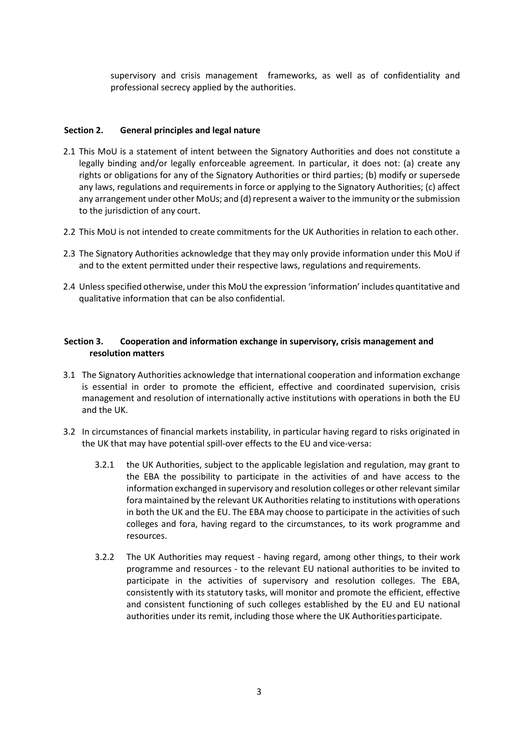supervisory and crisis management frameworks, as well as of confidentiality and professional secrecy applied by the authorities.

## Section 2. General principles and legal nature

2.1 This MoU is a statement of intent between the Signatory Authorities and does not constitute a legally binding and/or legally enforceable agreement. In particular, it does not: (a) create any rights or obligations for any of the Signatory Authorities or third parties; (b) modify or supersede any laws, regulations and requirements in force or applying to the Signatory Authorities; (c) affect any arrangement under other MoUs; and (d) represent a waiver to the immunity or the submission to the jurisdiction of any court.

2.2 This MoU is not intended to create commitments for the UK Authorities in relation to each other.

2.3 The Signatory Authorities acknowledge that they may only provide information under this MoU if and to the extent permitted under their respective laws, regulations and requirements.

2.4 Unless specified otherwise, under this MoU the expression 'information' includes quantitative and qualitative information that can be also confidential.

## Section 3. Cooperation and information exchange in supervisory, crisis management and resolution matters

3.1 The Signatory Authorities acknowledge that international cooperation and information exchange is essential in order to promote the efficient, effective and coordinated supervision, crisis management and resolution of internationally active institutions with operations in both the EU and the UK.

3.2 In circumstances of financial markets instability, in particular having regard to risks originated in the UK that may have potential spill-over effects to the EU and vice-versa:

3.2.1 the UK Authorities, subject to the applicable legislation and regulation, may grant to the EBA the possibility to participate in the activities of and have access to the information exchanged in supervisory and resolution colleges or other relevant similar fora maintained by the relevant UK Authorities relating to institutions with operations in both the UK and the EU. The EBA may choose to participate in the activities of such colleges and fora, having regard to the circumstances, to its work programme and resources.

3.2.2 The UK Authorities may request - having regard, among other things, to their work programme and resources - to the relevant EU national authorities to be invited to participate in the activities of supervisory and resolution colleges. The EBA, consistently with its statutory tasks, will monitor and promote the efficient, effective and consistent functioning of such colleges established by the EU and EU national authorities under its remit, including those where the UK Authorities participate.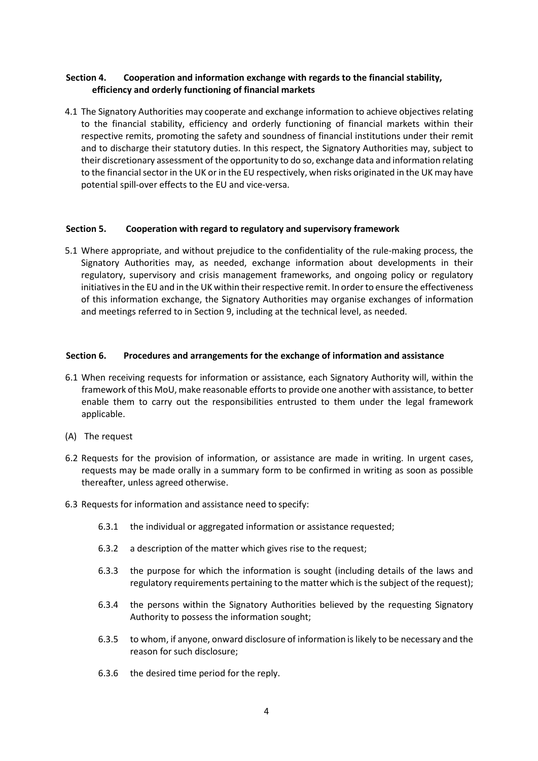## Section 4. Cooperation and information exchange with regards to the financial stability, efficiency and orderly functioning of financial markets

4.1 The Signatory Authorities may cooperate and exchange information to achieve objectives relating to the financial stability, efficiency and orderly functioning of financial markets within their respective remits, promoting the safety and soundness of financial institutions under their remit and to discharge their statutory duties. In this respect, the Signatory Authorities may, subject to their discretionary assessment of the opportunity to do so, exchange data and information relating to the financial sector in the UK or in the EU respectively, when risks originated in the UK may have potential spill-over effects to the EU and vice-versa.

## Section 5. Cooperation with regard to regulatory and supervisory framework

5.1 Where appropriate, and without prejudice to the confidentiality of the rule-making process, the Signatory Authorities may, as needed, exchange information about developments in their regulatory, supervisory and crisis management frameworks, and ongoing policy or regulatory initiatives in the EU and in the UK within their respective remit. In order to ensure the effectiveness of this information exchange, the Signatory Authorities may organise exchanges of information and meetings referred to in Section 9, including at the technical level, as needed.

## Section 6. Procedures and arrangements for the exchange of information and assistance

6.1 When receiving requests for information or assistance, each Signatory Authority will, within the framework of this MoU, make reasonable efforts to provide one another with assistance, to better enable them to carry out the responsibilities entrusted to them under the legal framework applicable.

(A) The request

6.2 Requests for the provision of information, or assistance are made in writing. In urgent cases, requests may be made orally in a summary form to be confirmed in writing as soon as possible thereafter, unless agreed otherwise.

6.3 Requests for information and assistance need to specify:

6.3.1 the individual or aggregated information or assistance requested;

6.3.2 a description of the matter which gives rise to the request;

6.3.3 the purpose for which the information is sought (including details of the laws and regulatory requirements pertaining to the matter which is the subject of the request);

6.3.4 the persons within the Signatory Authorities believed by the requesting Signatory Authority to possess the information sought;

6.3.5 to whom, if anyone, onward disclosure of information is likely to be necessary and the reason for such disclosure;

6.3.6 the desired time period for the reply.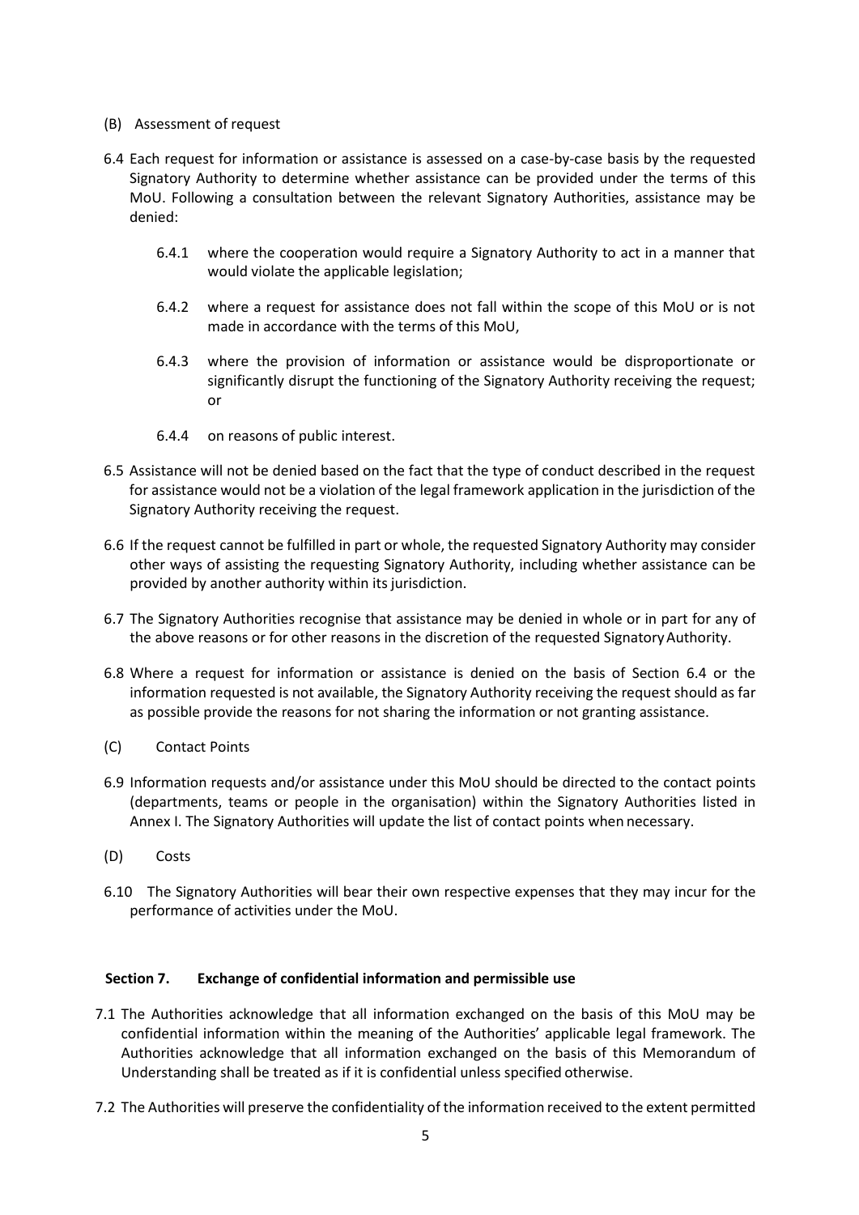(B) Assessment of request

6.4 Each request for information or assistance is assessed on a case-by-case basis by the requested Signatory Authority to determine whether assistance can be provided under the terms of this MoU. Following a consultation between the relevant Signatory Authorities, assistance may be denied:

6.4.1 where the cooperation would require a Signatory Authority to act in a manner that would violate the applicable legislation;

6.4.2 where a request for assistance does not fall within the scope of this MoU or is not made in accordance with the terms of this MoU,

6.4.3 where the provision of information or assistance would be disproportionate or significantly disrupt the functioning of the Signatory Authority receiving the request; or

6.4.4 on reasons of public interest.

6.5 Assistance will not be denied based on the fact that the type of conduct described in the request for assistance would not be a violation of the legal framework application in the jurisdiction of the Signatory Authority receiving the request.

6.6 If the request cannot be fulfilled in part or whole, the requested Signatory Authority may consider other ways of assisting the requesting Signatory Authority, including whether assistance can be provided by another authority within its jurisdiction.

6.7 The Signatory Authorities recognise that assistance may be denied in whole or in part for any of the above reasons or for other reasons in the discretion of the requested Signatory Authority.

6.8 Where a request for information or assistance is denied on the basis of Section 6.4 or the information requested is not available, the Signatory Authority receiving the request should as far as possible provide the reasons for not sharing the information or not granting assistance.

(C) Contact Points

6.9 Information requests and/or assistance under this MoU should be directed to the contact points (departments, teams or people in the organisation) within the Signatory Authorities listed in Annex I. The Signatory Authorities will update the list of contact points when necessary.

(D) Costs

6.10 The Signatory Authorities will bear their own respective expenses that they may incur for the performance of activities under the MoU.

## Section 7. Exchange of confidential information and permissible use

7.1 The Authorities acknowledge that all information exchanged on the basis of this MoU may be confidential information within the meaning of the Authorities' applicable legal framework. The Authorities acknowledge that all information exchanged on the basis of this Memorandum of Understanding shall be treated as if it is confidential unless specified otherwise.

7.2 The Authorities will preserve the confidentiality of the information received to the extent permitted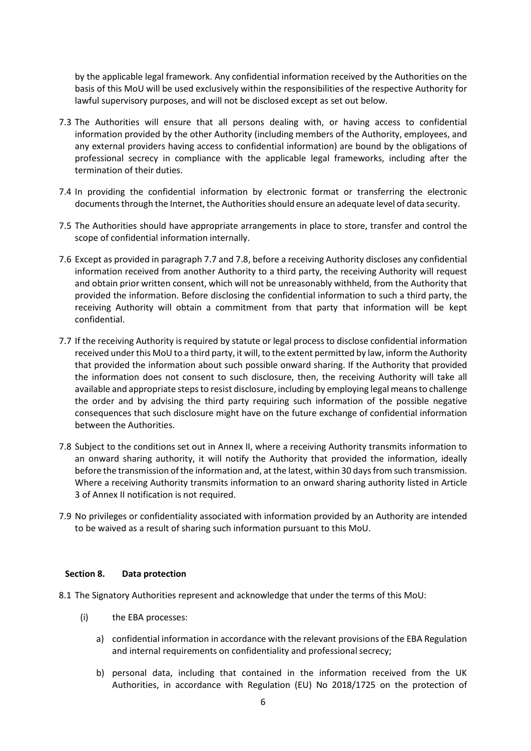by the applicable legal framework. Any confidential information received by the Authorities on the basis of this MoU will be used exclusively within the responsibilities of the respective Authority for lawful supervisory purposes, and will not be disclosed except as set out below.

7.3 The Authorities will ensure that all persons dealing with, or having access to confidential information provided by the other Authority (including members of the Authority, employees, and any external providers having access to confidential information) are bound by the obligations of professional secrecy in compliance with the applicable legal frameworks, including after the termination of their duties.

7.4 In providing the confidential information by electronic format or transferring the electronic documents through the Internet, the Authorities should ensure an adequate level of data security.

7.5 The Authorities should have appropriate arrangements in place to store, transfer and control the scope of confidential information internally.

7.6 Except as provided in paragraph 7.7 and 7.8, before a receiving Authority discloses any confidential information received from another Authority to a third party, the receiving Authority will request and obtain prior written consent, which will not be unreasonably withheld, from the Authority that provided the information. Before disclosing the confidential information to such a third party, the receiving Authority will obtain a commitment from that party that information will be kept confidential.

7.7 If the receiving Authority is required by statute or legal process to disclose confidential information received under this MoU to a third party, it will, to the extent permitted by law, inform the Authority that provided the information about such possible onward sharing. If the Authority that provided the information does not consent to such disclosure, then, the receiving Authority will take all available and appropriate steps to resist disclosure, including by employing legal means to challenge the order and by advising the third party requiring such information of the possible negative consequences that such disclosure might have on the future exchange of confidential information between the Authorities.

7.8 Subject to the conditions set out in Annex II, where a receiving Authority transmits information to an onward sharing authority, it will notify the Authority that provided the information, ideally before the transmission of the information and, at the latest, within 30 days from such transmission. Where a receiving Authority transmits information to an onward sharing authority listed in Article 3 of Annex II notification is not required.

7.9 No privileges or confidentiality associated with information provided by an Authority are intended to be waived as a result of sharing such information pursuant to this MoU.

## Section 8. Data protection

8.1 The Signatory Authorities represent and acknowledge that under the terms of this MoU:

(i) the EBA processes:

a) confidential information in accordance with the relevant provisions of the EBA Regulation and internal requirements on confidentiality and professional secrecy;

b) personal data, including that contained in the information received from the UK Authorities, in accordance with Regulation (EU) No 2018/1725 on the protection of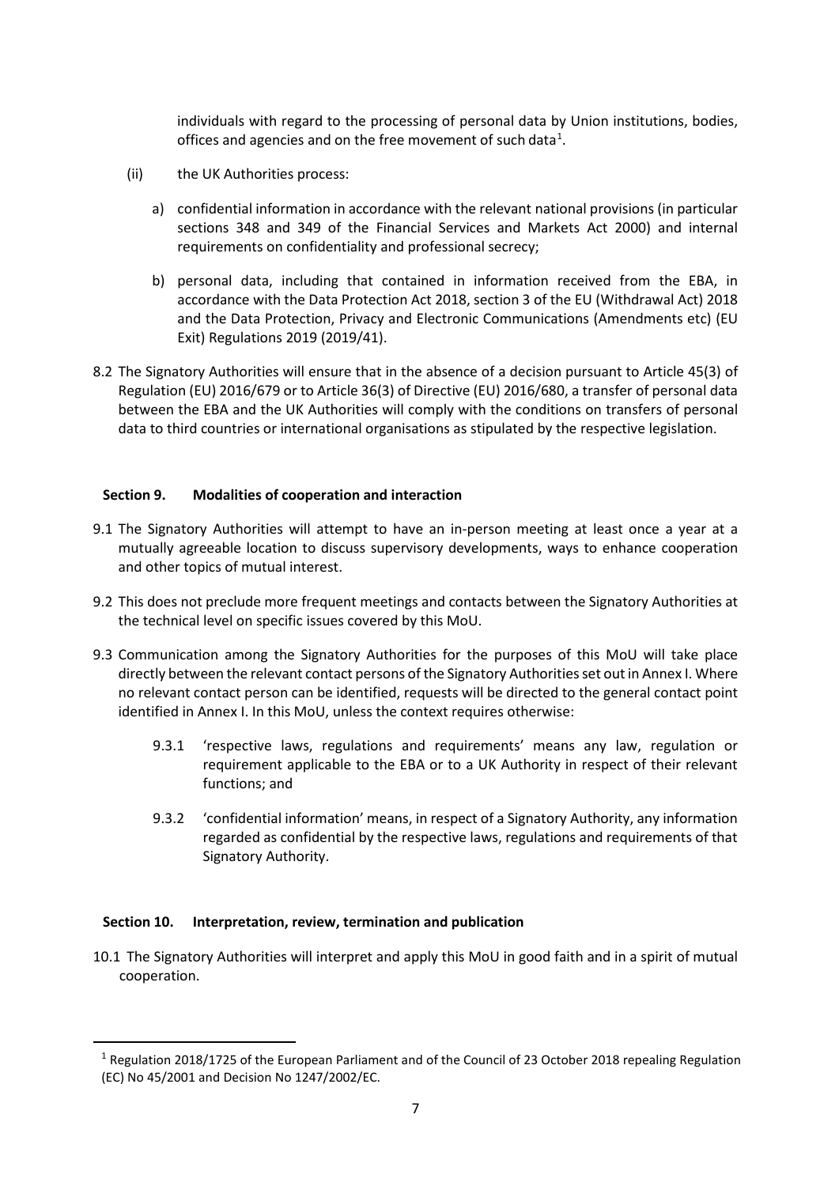individuals with regard to the processing of personal data by Union institutions, bodies, offices and agencies and on the free movement of such data[1].

(ii) the UK Authorities process:

a) confidential information in accordance with the relevant national provisions (in particular sections 348 and 349 of the Financial Services and Markets Act 2000) and internal requirements on confidentiality and professional secrecy;

b) personal data, including that contained in information received from the EBA, in accordance with the Data Protection Act 2018, section 3 of the EU (Withdrawal Act) 2018 and the Data Protection, Privacy and Electronic Communications (Amendments etc) (EU Exit) Regulations 2019 (2019/41).

8.2 The Signatory Authorities will ensure that in the absence of a decision pursuant to Article 45(3) of Regulation (EU) 2016/679 or to Article 36(3) of Directive (EU) 2016/680, a transfer of personal data between the EBA and the UK Authorities will comply with the conditions on transfers of personal data to third countries or international organisations as stipulated by the respective legislation.

## Section 9. Modalities of cooperation and interaction

9.1 The Signatory Authorities will attempt to have an in-person meeting at least once a year at a mutually agreeable location to discuss supervisory developments, ways to enhance cooperation and other topics of mutual interest.

9.2 This does not preclude more frequent meetings and contacts between the Signatory Authorities at the technical level on specific issues covered by this MoU.

9.3 Communication among the Signatory Authorities for the purposes of this MoU will take place directly between the relevant contact persons of the Signatory Authorities set out in Annex I. Where no relevant contact person can be identified, requests will be directed to the general contact point identified in Annex I. In this MoU, unless the context requires otherwise:

9.3.1 'respective laws, regulations and requirements' means any law, regulation or requirement applicable to the EBA or to a UK Authority in respect of their relevant functions; and

9.3.2 'confidential information' means, in respect of a Signatory Authority, any information regarded as confidential by the respective laws, regulations and requirements of that Signatory Authority.

## Section 10. Interpretation, review, termination and publication

10.1 The Signatory Authorities will interpret and apply this MoU in good faith and in a spirit of mutual cooperation.

[1] Regulation 2018/1725 of the European Parliament and of the Council of 23 October 2018 repealing Regulation (EC) No 45/2001 and Decision No 1247/2002/EC.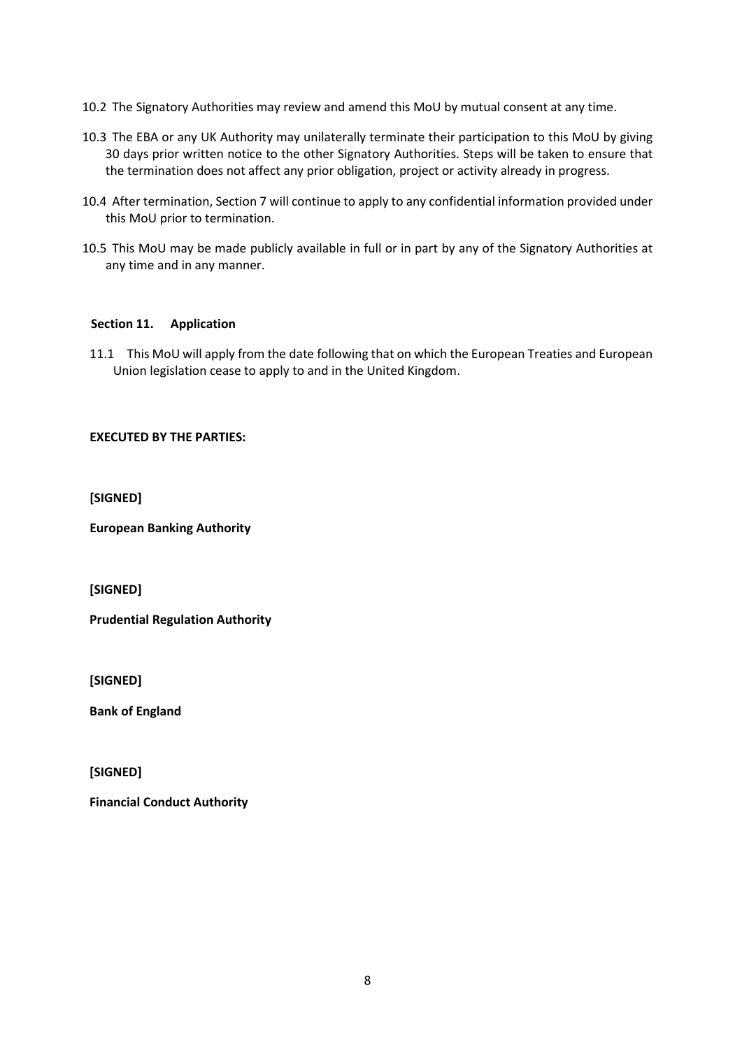10.2 The Signatory Authorities may review and amend this MoU by mutual consent at any time.

10.3 The EBA or any UK Authority may unilaterally terminate their participation to this MoU by giving 30 days prior written notice to the other Signatory Authorities. Steps will be taken to ensure that the termination does not affect any prior obligation, project or activity already in progress.

10.4 After termination, Section 7 will continue to apply to any confidential information provided under this MoU prior to termination.

10.5 This MoU may be made publicly available in full or in part by any of the Signatory Authorities at any time and in any manner.

**Section 11. Application**

11.1 This MoU will apply from the date following that on which the European Treaties and European Union legislation cease to apply to and in the United Kingdom.

**EXECUTED BY THE PARTIES:**

**[SIGNED]**

**European Banking Authority**

**[SIGNED]**

**Prudential Regulation Authority**

**[SIGNED]**

**Bank of England**

**[SIGNED]**

**Financial Conduct Authority**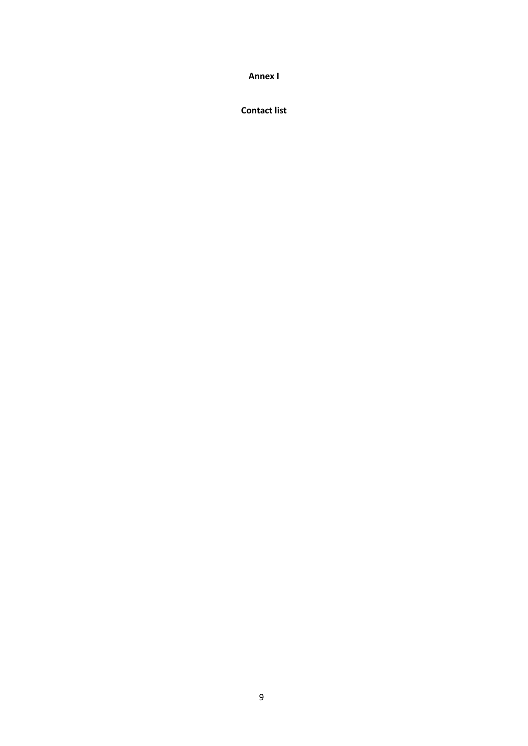# Annex I

## Contact list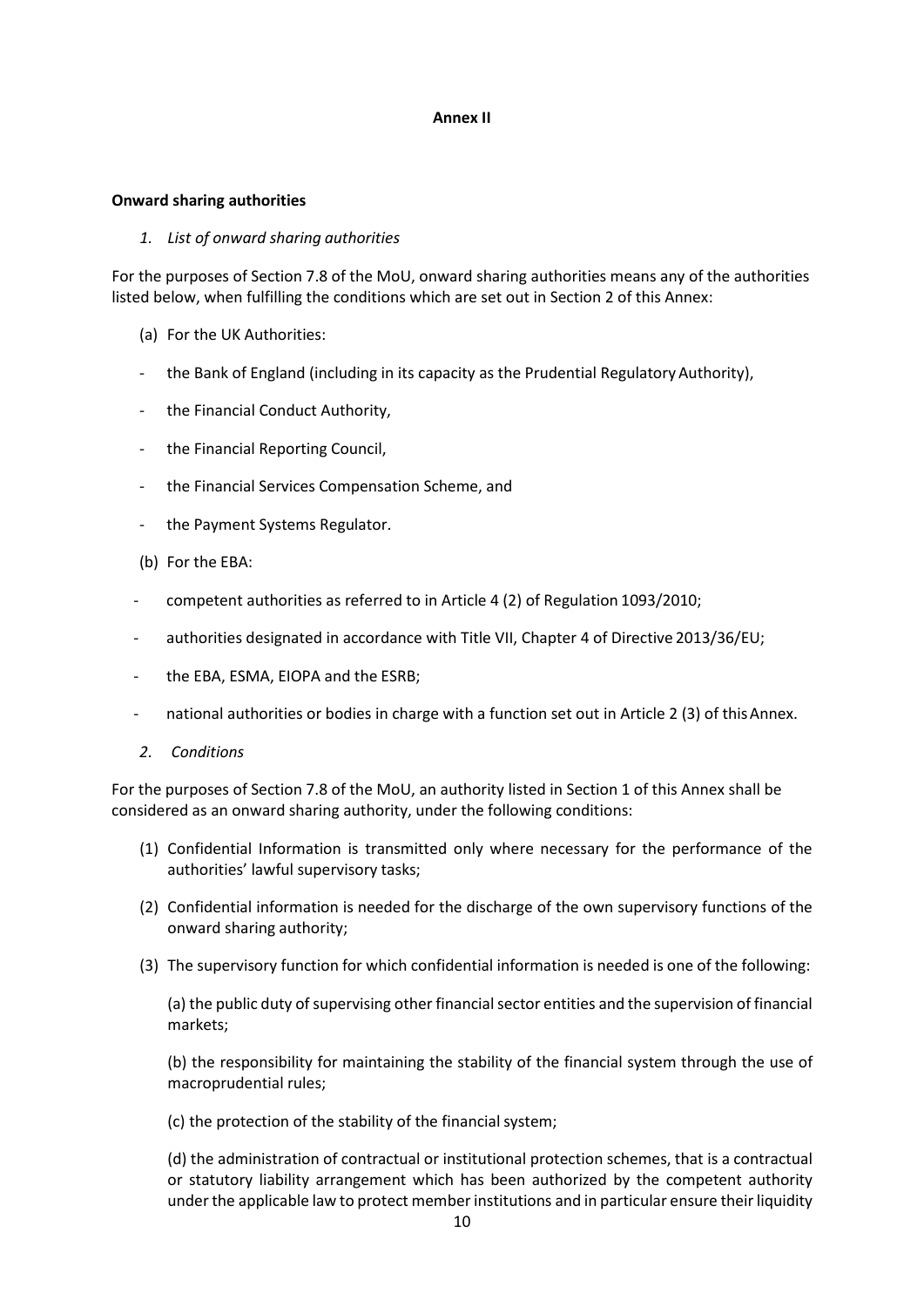**Annex II**

**Onward sharing authorities**

*1. List of onward sharing authorities*

For the purposes of Section 7.8 of the MoU, onward sharing authorities means any of the authorities listed below, when fulfilling the conditions which are set out in Section 2 of this Annex:

(a) For the UK Authorities:

- the Bank of England (including in its capacity as the Prudential Regulatory Authority),
- the Financial Conduct Authority,
- the Financial Reporting Council,
- the Financial Services Compensation Scheme, and
- the Payment Systems Regulator.

(b) For the EBA:

- competent authorities as referred to in Article 4 (2) of Regulation 1093/2010;
- authorities designated in accordance with Title VII, Chapter 4 of Directive 2013/36/EU;
- the EBA, ESMA, EIOPA and the ESRB;
- national authorities or bodies in charge with a function set out in Article 2 (3) of this Annex.

*2. Conditions*

For the purposes of Section 7.8 of the MoU, an authority listed in Section 1 of this Annex shall be considered as an onward sharing authority, under the following conditions:

(1) Confidential Information is transmitted only where necessary for the performance of the authorities' lawful supervisory tasks;

(2) Confidential information is needed for the discharge of the own supervisory functions of the onward sharing authority;

(3) The supervisory function for which confidential information is needed is one of the following:

(a) the public duty of supervising other financial sector entities and the supervision of financial markets;

(b) the responsibility for maintaining the stability of the financial system through the use of macroprudential rules;

(c) the protection of the stability of the financial system;

(d) the administration of contractual or institutional protection schemes, that is a contractual or statutory liability arrangement which has been authorized by the competent authority under the applicable law to protect member institutions and in particular ensure their liquidity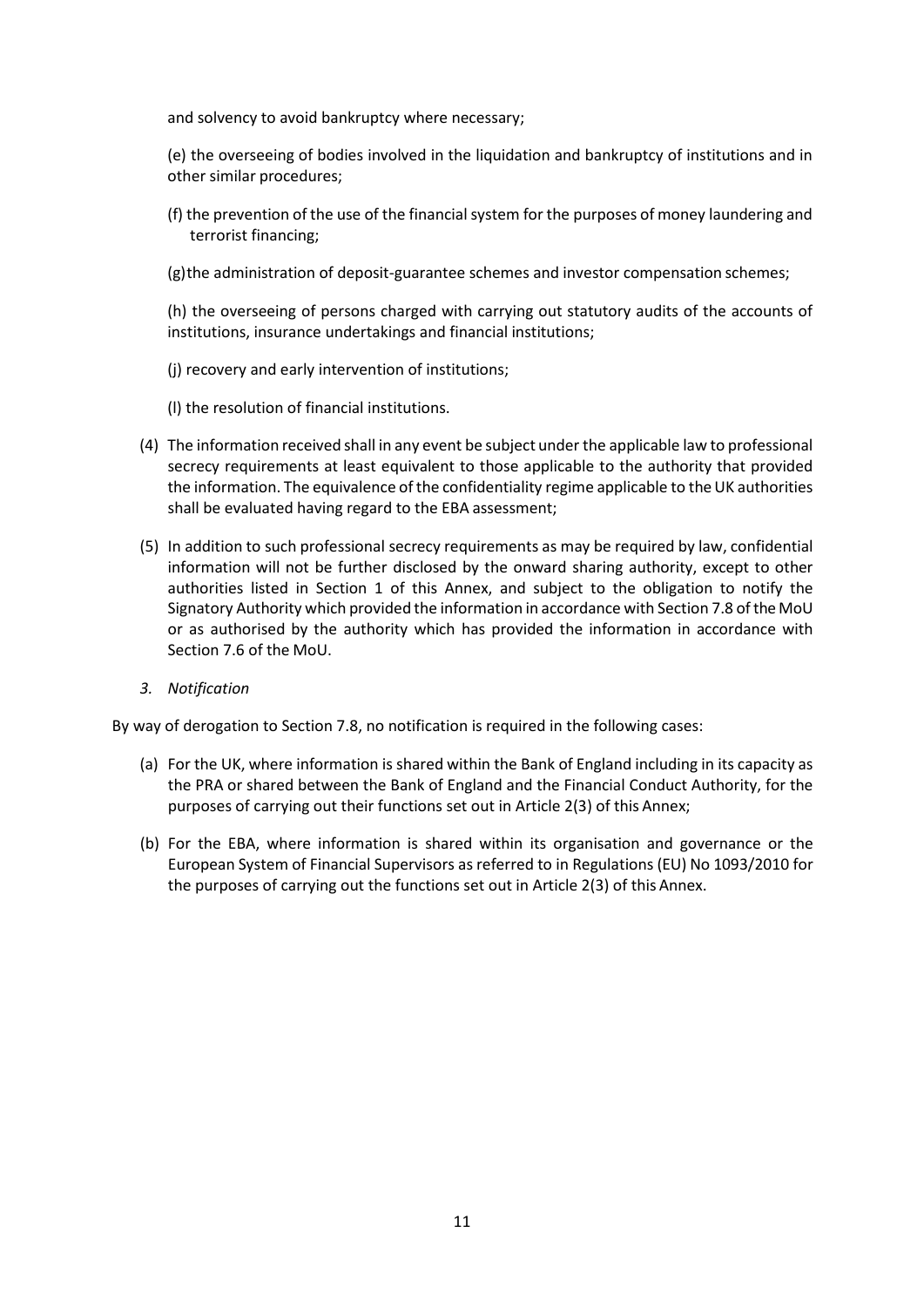and solvency to avoid bankruptcy where necessary;

(e) the overseeing of bodies involved in the liquidation and bankruptcy of institutions and in other similar procedures;

(f) the prevention of the use of the financial system for the purposes of money laundering and terrorist financing;

(g)the administration of deposit-guarantee schemes and investor compensation schemes;

(h) the overseeing of persons charged with carrying out statutory audits of the accounts of institutions, insurance undertakings and financial institutions;

(j) recovery and early intervention of institutions;

(l) the resolution of financial institutions.

(4) The information received shall in any event be subject under the applicable law to professional secrecy requirements at least equivalent to those applicable to the authority that provided the information. The equivalence of the confidentiality regime applicable to the UK authorities shall be evaluated having regard to the EBA assessment;

(5) In addition to such professional secrecy requirements as may be required by law, confidential information will not be further disclosed by the onward sharing authority, except to other authorities listed in Section 1 of this Annex, and subject to the obligation to notify the Signatory Authority which provided the information in accordance with Section 7.8 of the MoU or as authorised by the authority which has provided the information in accordance with Section 7.6 of the MoU.

*3. Notification*

By way of derogation to Section 7.8, no notification is required in the following cases:

(a) For the UK, where information is shared within the Bank of England including in its capacity as the PRA or shared between the Bank of England and the Financial Conduct Authority, for the purposes of carrying out their functions set out in Article 2(3) of this Annex;

(b) For the EBA, where information is shared within its organisation and governance or the European System of Financial Supervisors as referred to in Regulations (EU) No 1093/2010 for the purposes of carrying out the functions set out in Article 2(3) of this Annex.